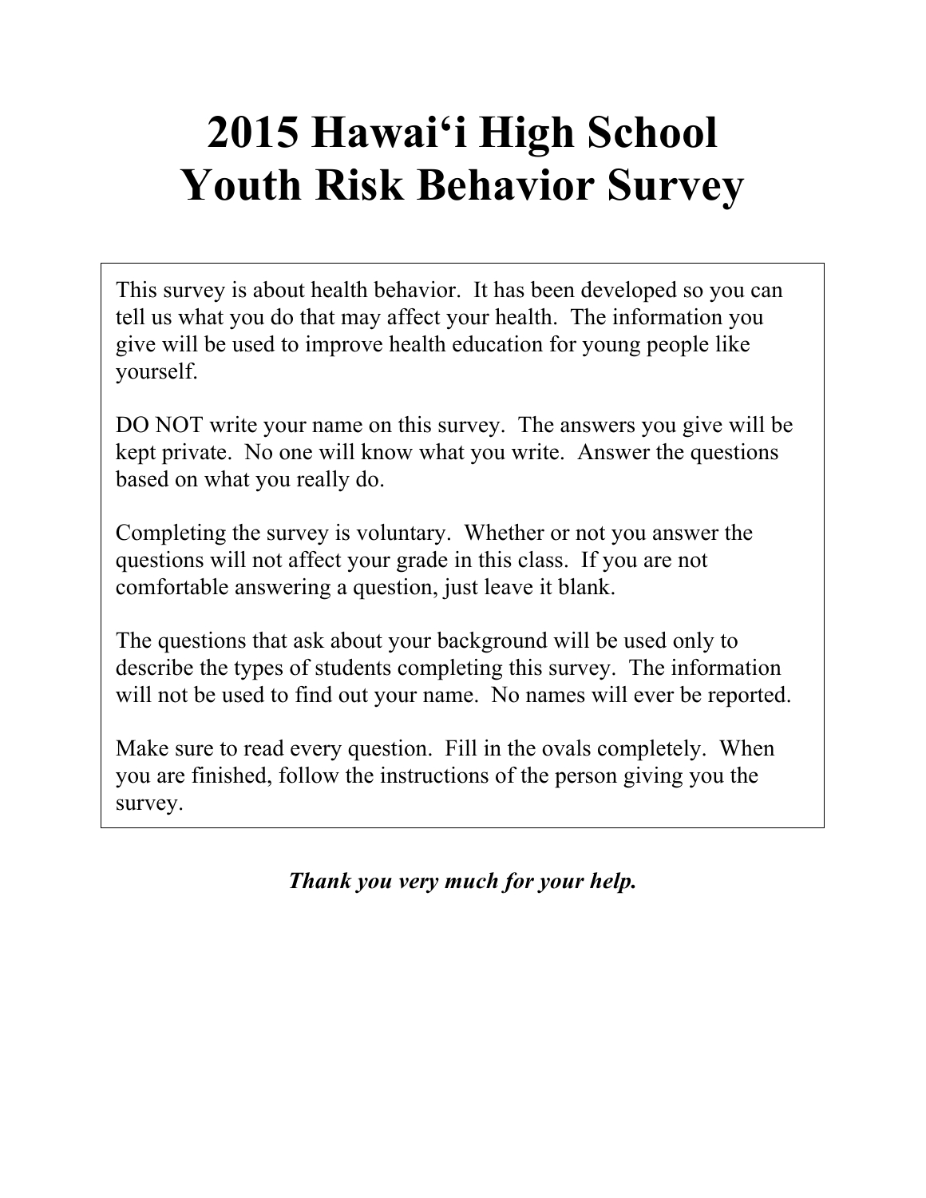# 2015 Hawai‘i High School Youth Risk Behavior Survey

This survey is about health behavior. It has been developed so you can tell us what you do that may affect your health. The information you give will be used to improve health education for young people like yourself.

DO NOT write your name on this survey. The answers you give will be kept private. No one will know what you write. Answer the questions based on what you really do.

Completing the survey is voluntary. Whether or not you answer the questions will not affect your grade in this class. If you are not comfortable answering a question, just leave it blank.

The questions that ask about your background will be used only to describe the types of students completing this survey. The information will not be used to find out your name. No names will ever be reported.

Make sure to read every question. Fill in the ovals completely. When you are finished, follow the instructions of the person giving you the survey.

***Thank you very much for your help.***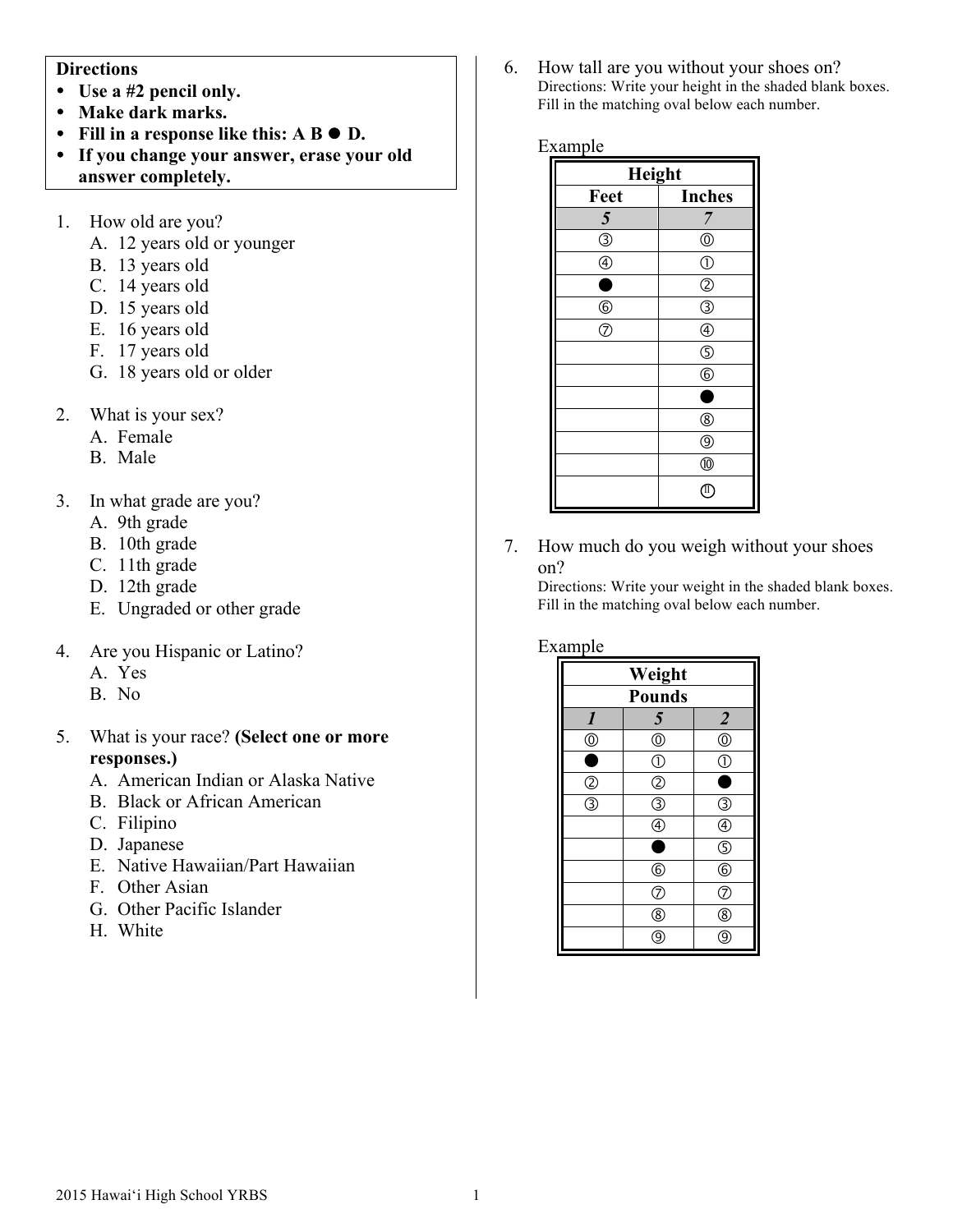**Directions**

- **Use a #2 pencil only.**
- **Make dark marks.**
- **Fill in a response like this: A B ● D.**
- **If you change your answer, erase your old answer completely.**

1. How old are you?
   A. 12 years old or younger
   B. 13 years old
   C. 14 years old
   D. 15 years old
   E. 16 years old
   F. 17 years old
   G. 18 years old or older

2. What is your sex?
   A. Female
   B. Male

3. In what grade are you?
   A. 9th grade
   B. 10th grade
   C. 11th grade
   D. 12th grade
   E. Ungraded or other grade

4. Are you Hispanic or Latino?
   A. Yes
   B. No

5. What is your race? **(Select one or more responses.)**
   A. American Indian or Alaska Native
   B. Black or African American
   C. Filipino
   D. Japanese
   E. Native Hawaiian/Part Hawaiian
   F. Other Asian
   G. Other Pacific Islander
   H. White

6. How tall are you without your shoes on?
   Directions: Write your height in the shaded blank boxes. Fill in the matching oval below each number.

Example

| Height | |
|---|---|
| **Feet** | **Inches** |
| ***5*** | ***7*** |
| ③ | ⓪ |
| ④ | ① |
| ● | ② |
| ⑥ | ③ |
| ⑦ | ④ |
| | ⑤ |
| | ⑥ |
| | ● |
| | ⑧ |
| | ⑨ |
| | ⑩ |
| | ⑪ |

7. How much do you weigh without your shoes on?
   Directions: Write your weight in the shaded blank boxes. Fill in the matching oval below each number.

Example

| Weight | | |
|---|---|---|
| **Pounds** | | |
| ***1*** | ***5*** | ***2*** |
| ⓪ | ⓪ | ⓪ |
| ● | ① | ① |
| ② | ② | ● |
| ③ | ③ | ③ |
| | ④ | ④ |
| | ● | ⑤ |
| | ⑥ | ⑥ |
| | ⑦ | ⑦ |
| | ⑧ | ⑧ |
| | ⑨ | ⑨ |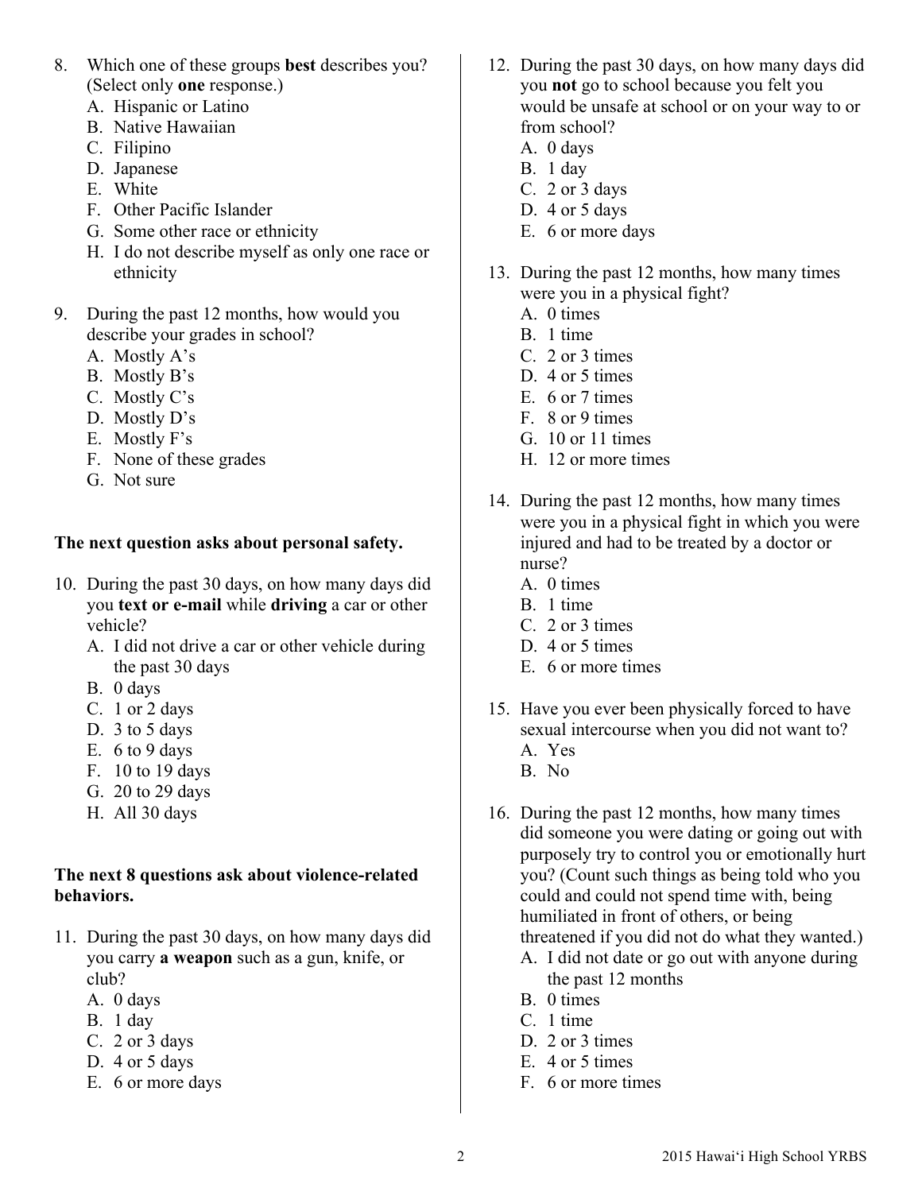8. Which one of these groups **best** describes you? (Select only **one** response.)
   A. Hispanic or Latino
   B. Native Hawaiian
   C. Filipino
   D. Japanese
   E. White
   F. Other Pacific Islander
   G. Some other race or ethnicity
   H. I do not describe myself as only one race or ethnicity

9. During the past 12 months, how would you describe your grades in school?
   A. Mostly A's
   B. Mostly B's
   C. Mostly C's
   D. Mostly D's
   E. Mostly F's
   F. None of these grades
   G. Not sure

**The next question asks about personal safety.**

10. During the past 30 days, on how many days did you **text or e-mail** while **driving** a car or other vehicle?
    A. I did not drive a car or other vehicle during the past 30 days
    B. 0 days
    C. 1 or 2 days
    D. 3 to 5 days
    E. 6 to 9 days
    F. 10 to 19 days
    G. 20 to 29 days
    H. All 30 days

**The next 8 questions ask about violence-related behaviors.**

11. During the past 30 days, on how many days did you carry **a weapon** such as a gun, knife, or club?
    A. 0 days
    B. 1 day
    C. 2 or 3 days
    D. 4 or 5 days
    E. 6 or more days

12. During the past 30 days, on how many days did you **not** go to school because you felt you would be unsafe at school or on your way to or from school?
    A. 0 days
    B. 1 day
    C. 2 or 3 days
    D. 4 or 5 days
    E. 6 or more days

13. During the past 12 months, how many times were you in a physical fight?
    A. 0 times
    B. 1 time
    C. 2 or 3 times
    D. 4 or 5 times
    E. 6 or 7 times
    F. 8 or 9 times
    G. 10 or 11 times
    H. 12 or more times

14. During the past 12 months, how many times were you in a physical fight in which you were injured and had to be treated by a doctor or nurse?
    A. 0 times
    B. 1 time
    C. 2 or 3 times
    D. 4 or 5 times
    E. 6 or more times

15. Have you ever been physically forced to have sexual intercourse when you did not want to?
    A. Yes
    B. No

16. During the past 12 months, how many times did someone you were dating or going out with purposely try to control you or emotionally hurt you? (Count such things as being told who you could and could not spend time with, being humiliated in front of others, or being threatened if you did not do what they wanted.)
    A. I did not date or go out with anyone during the past 12 months
    B. 0 times
    C. 1 time
    D. 2 or 3 times
    E. 4 or 5 times
    F. 6 or more times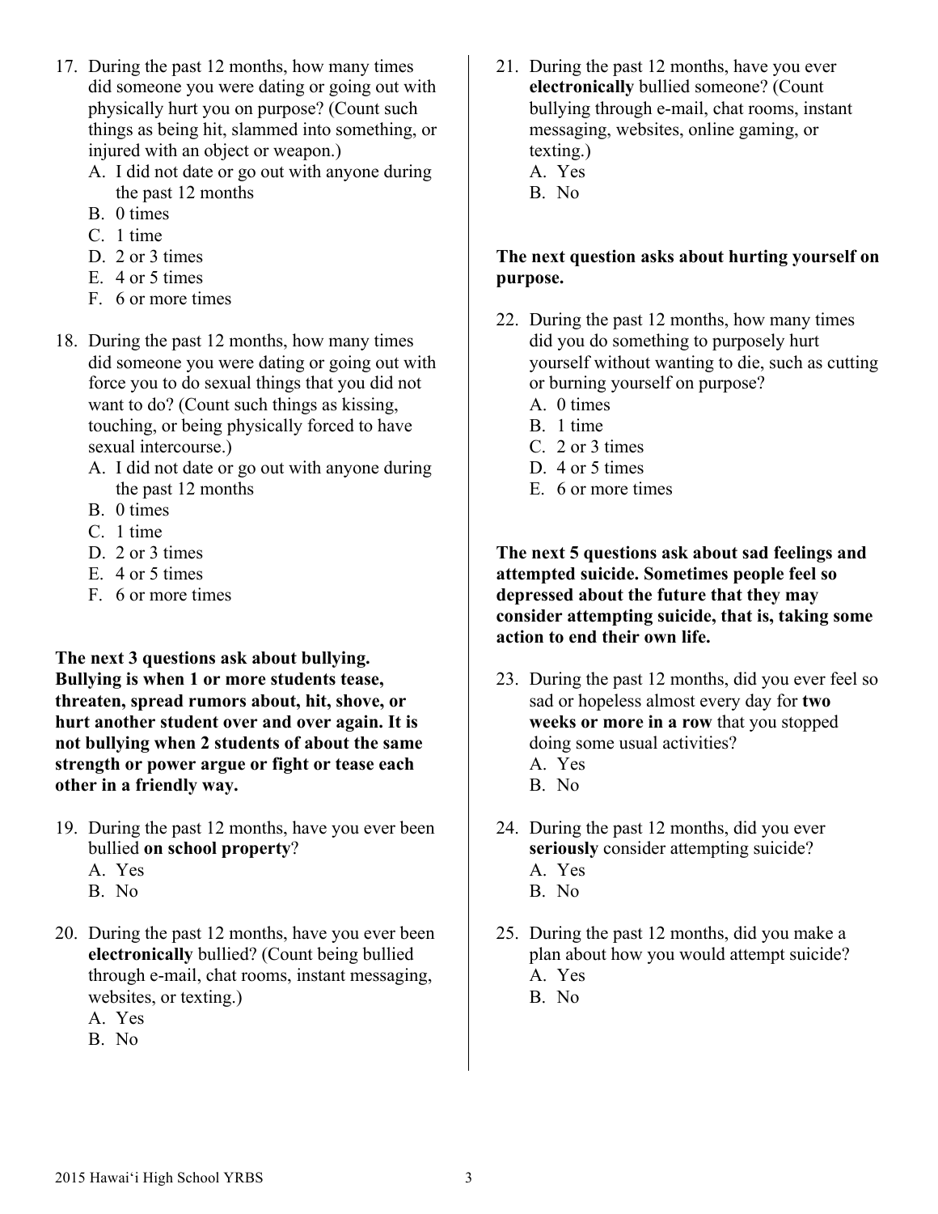17. During the past 12 months, how many times did someone you were dating or going out with physically hurt you on purpose? (Count such things as being hit, slammed into something, or injured with an object or weapon.)
    - A. I did not date or go out with anyone during the past 12 months
    - B. 0 times
    - C. 1 time
    - D. 2 or 3 times
    - E. 4 or 5 times
    - F. 6 or more times

18. During the past 12 months, how many times did someone you were dating or going out with force you to do sexual things that you did not want to do? (Count such things as kissing, touching, or being physically forced to have sexual intercourse.)
    - A. I did not date or go out with anyone during the past 12 months
    - B. 0 times
    - C. 1 time
    - D. 2 or 3 times
    - E. 4 or 5 times
    - F. 6 or more times

**The next 3 questions ask about bullying. Bullying is when 1 or more students tease, threaten, spread rumors about, hit, shove, or hurt another student over and over again. It is not bullying when 2 students of about the same strength or power argue or fight or tease each other in a friendly way.**

19. During the past 12 months, have you ever been bullied **on school property**?
    - A. Yes
    - B. No

20. During the past 12 months, have you ever been **electronically** bullied? (Count being bullied through e-mail, chat rooms, instant messaging, websites, or texting.)
    - A. Yes
    - B. No

21. During the past 12 months, have you ever **electronically** bullied someone? (Count bullying through e-mail, chat rooms, instant messaging, websites, online gaming, or texting.)
    - A. Yes
    - B. No

**The next question asks about hurting yourself on purpose.**

22. During the past 12 months, how many times did you do something to purposely hurt yourself without wanting to die, such as cutting or burning yourself on purpose?
    - A. 0 times
    - B. 1 time
    - C. 2 or 3 times
    - D. 4 or 5 times
    - E. 6 or more times

**The next 5 questions ask about sad feelings and attempted suicide. Sometimes people feel so depressed about the future that they may consider attempting suicide, that is, taking some action to end their own life.**

23. During the past 12 months, did you ever feel so sad or hopeless almost every day for **two weeks or more in a row** that you stopped doing some usual activities?
    - A. Yes
    - B. No

24. During the past 12 months, did you ever **seriously** consider attempting suicide?
    - A. Yes
    - B. No

25. During the past 12 months, did you make a plan about how you would attempt suicide?
    - A. Yes
    - B. No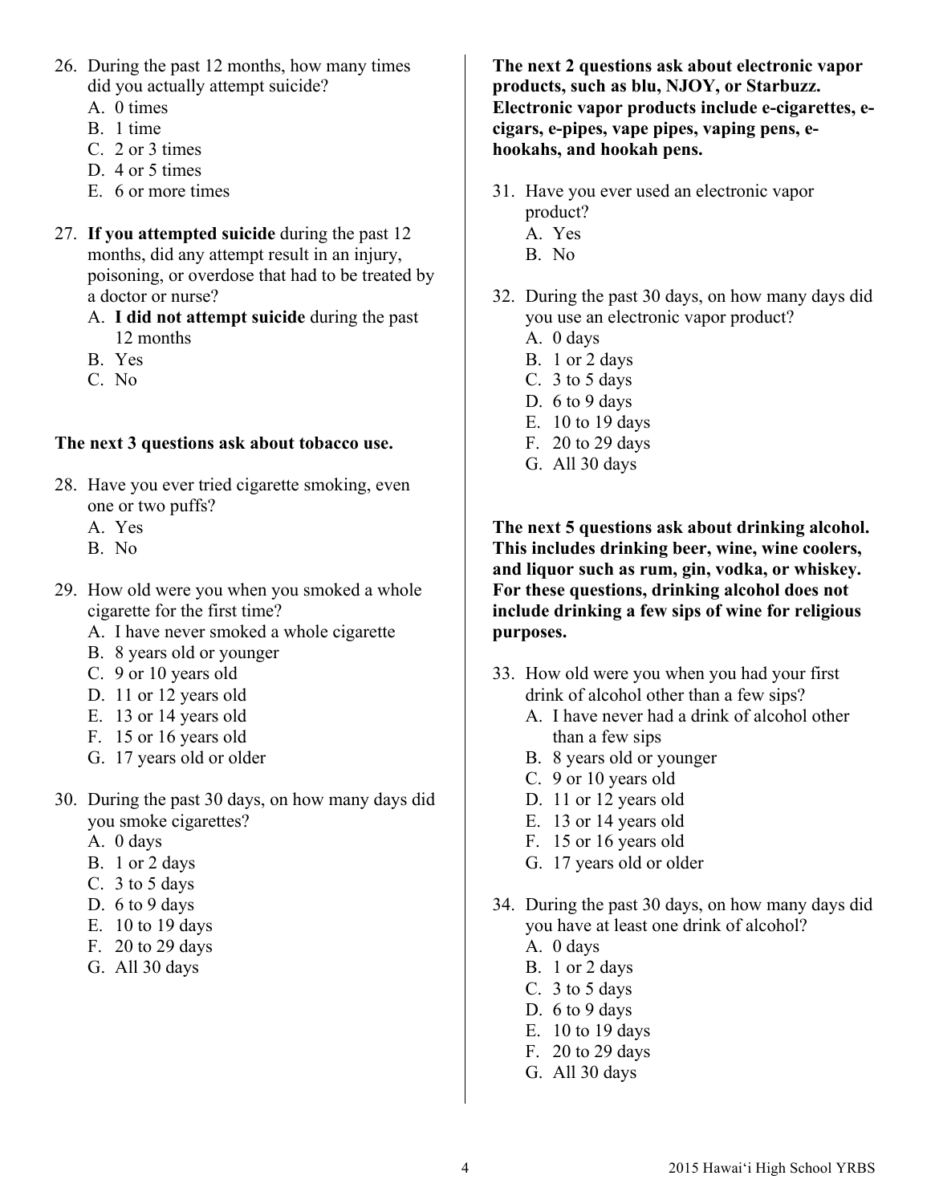26. During the past 12 months, how many times did you actually attempt suicide?
    A. 0 times
    B. 1 time
    C. 2 or 3 times
    D. 4 or 5 times
    E. 6 or more times

27. **If you attempted suicide** during the past 12 months, did any attempt result in an injury, poisoning, or overdose that had to be treated by a doctor or nurse?
    A. **I did not attempt suicide** during the past 12 months
    B. Yes
    C. No

**The next 3 questions ask about tobacco use.**

28. Have you ever tried cigarette smoking, even one or two puffs?
    A. Yes
    B. No

29. How old were you when you smoked a whole cigarette for the first time?
    A. I have never smoked a whole cigarette
    B. 8 years old or younger
    C. 9 or 10 years old
    D. 11 or 12 years old
    E. 13 or 14 years old
    F. 15 or 16 years old
    G. 17 years old or older

30. During the past 30 days, on how many days did you smoke cigarettes?
    A. 0 days
    B. 1 or 2 days
    C. 3 to 5 days
    D. 6 to 9 days
    E. 10 to 19 days
    F. 20 to 29 days
    G. All 30 days

**The next 2 questions ask about electronic vapor products, such as blu, NJOY, or Starbuzz. Electronic vapor products include e-cigarettes, e-cigars, e-pipes, vape pipes, vaping pens, e-hookahs, and hookah pens.**

31. Have you ever used an electronic vapor product?
    A. Yes
    B. No

32. During the past 30 days, on how many days did you use an electronic vapor product?
    A. 0 days
    B. 1 or 2 days
    C. 3 to 5 days
    D. 6 to 9 days
    E. 10 to 19 days
    F. 20 to 29 days
    G. All 30 days

**The next 5 questions ask about drinking alcohol. This includes drinking beer, wine, wine coolers, and liquor such as rum, gin, vodka, or whiskey. For these questions, drinking alcohol does not include drinking a few sips of wine for religious purposes.**

33. How old were you when you had your first drink of alcohol other than a few sips?
    A. I have never had a drink of alcohol other than a few sips
    B. 8 years old or younger
    C. 9 or 10 years old
    D. 11 or 12 years old
    E. 13 or 14 years old
    F. 15 or 16 years old
    G. 17 years old or older

34. During the past 30 days, on how many days did you have at least one drink of alcohol?
    A. 0 days
    B. 1 or 2 days
    C. 3 to 5 days
    D. 6 to 9 days
    E. 10 to 19 days
    F. 20 to 29 days
    G. All 30 days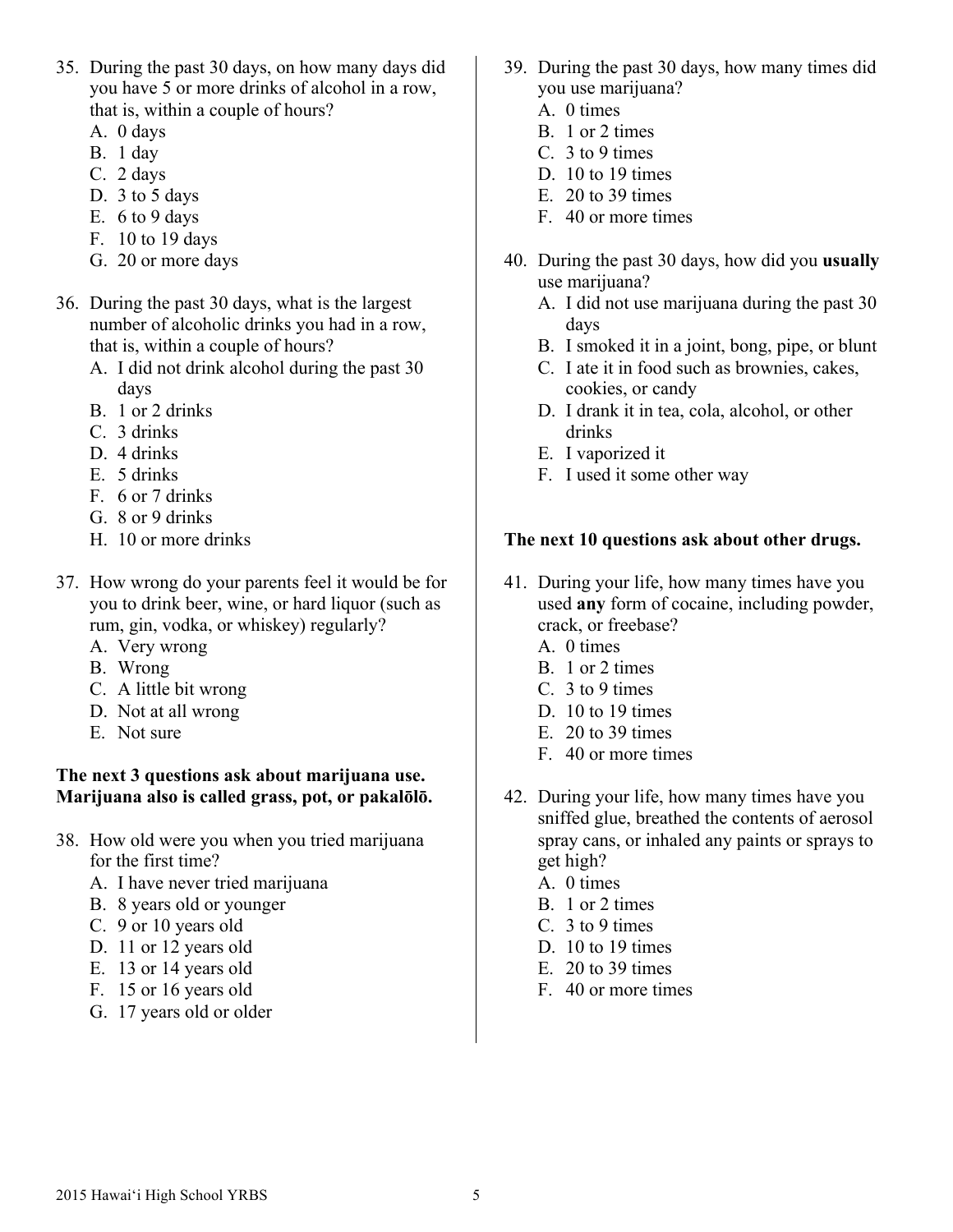35. During the past 30 days, on how many days did you have 5 or more drinks of alcohol in a row, that is, within a couple of hours?
    A. 0 days
    B. 1 day
    C. 2 days
    D. 3 to 5 days
    E. 6 to 9 days
    F. 10 to 19 days
    G. 20 or more days

36. During the past 30 days, what is the largest number of alcoholic drinks you had in a row, that is, within a couple of hours?
    A. I did not drink alcohol during the past 30 days
    B. 1 or 2 drinks
    C. 3 drinks
    D. 4 drinks
    E. 5 drinks
    F. 6 or 7 drinks
    G. 8 or 9 drinks
    H. 10 or more drinks

37. How wrong do your parents feel it would be for you to drink beer, wine, or hard liquor (such as rum, gin, vodka, or whiskey) regularly?
    A. Very wrong
    B. Wrong
    C. A little bit wrong
    D. Not at all wrong
    E. Not sure

**The next 3 questions ask about marijuana use. Marijuana also is called grass, pot, or pakalōlō.**

38. How old were you when you tried marijuana for the first time?
    A. I have never tried marijuana
    B. 8 years old or younger
    C. 9 or 10 years old
    D. 11 or 12 years old
    E. 13 or 14 years old
    F. 15 or 16 years old
    G. 17 years old or older

39. During the past 30 days, how many times did you use marijuana?
    A. 0 times
    B. 1 or 2 times
    C. 3 to 9 times
    D. 10 to 19 times
    E. 20 to 39 times
    F. 40 or more times

40. During the past 30 days, how did you **usually** use marijuana?
    A. I did not use marijuana during the past 30 days
    B. I smoked it in a joint, bong, pipe, or blunt
    C. I ate it in food such as brownies, cakes, cookies, or candy
    D. I drank it in tea, cola, alcohol, or other drinks
    E. I vaporized it
    F. I used it some other way

**The next 10 questions ask about other drugs.**

41. During your life, how many times have you used **any** form of cocaine, including powder, crack, or freebase?
    A. 0 times
    B. 1 or 2 times
    C. 3 to 9 times
    D. 10 to 19 times
    E. 20 to 39 times
    F. 40 or more times

42. During your life, how many times have you sniffed glue, breathed the contents of aerosol spray cans, or inhaled any paints or sprays to get high?
    A. 0 times
    B. 1 or 2 times
    C. 3 to 9 times
    D. 10 to 19 times
    E. 20 to 39 times
    F. 40 or more times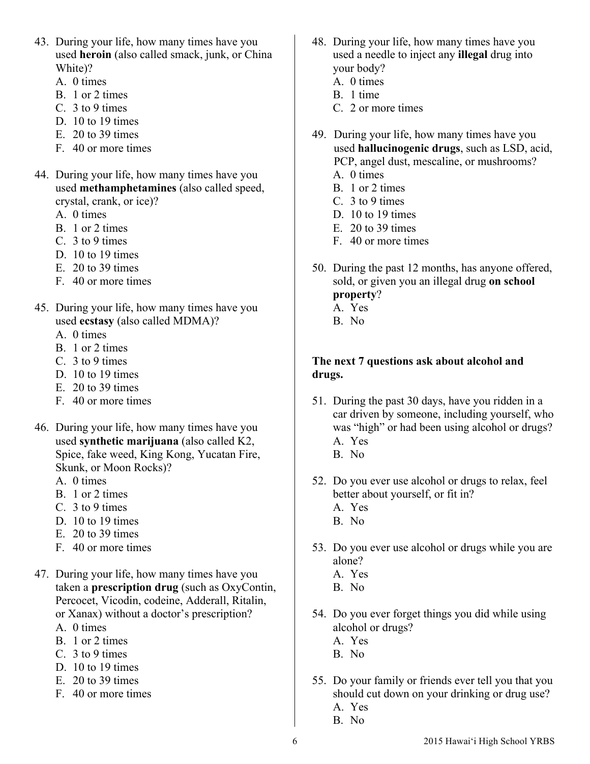43. During your life, how many times have you used **heroin** (also called smack, junk, or China White)?
    A. 0 times
    B. 1 or 2 times
    C. 3 to 9 times
    D. 10 to 19 times
    E. 20 to 39 times
    F. 40 or more times

44. During your life, how many times have you used **methamphetamines** (also called speed, crystal, crank, or ice)?
    A. 0 times
    B. 1 or 2 times
    C. 3 to 9 times
    D. 10 to 19 times
    E. 20 to 39 times
    F. 40 or more times

45. During your life, how many times have you used **ecstasy** (also called MDMA)?
    A. 0 times
    B. 1 or 2 times
    C. 3 to 9 times
    D. 10 to 19 times
    E. 20 to 39 times
    F. 40 or more times

46. During your life, how many times have you used **synthetic marijuana** (also called K2, Spice, fake weed, King Kong, Yucatan Fire, Skunk, or Moon Rocks)?
    A. 0 times
    B. 1 or 2 times
    C. 3 to 9 times
    D. 10 to 19 times
    E. 20 to 39 times
    F. 40 or more times

47. During your life, how many times have you taken a **prescription drug** (such as OxyContin, Percocet, Vicodin, codeine, Adderall, Ritalin, or Xanax) without a doctor's prescription?
    A. 0 times
    B. 1 or 2 times
    C. 3 to 9 times
    D. 10 to 19 times
    E. 20 to 39 times
    F. 40 or more times

48. During your life, how many times have you used a needle to inject any **illegal** drug into your body?
    A. 0 times
    B. 1 time
    C. 2 or more times

49. During your life, how many times have you used **hallucinogenic drugs**, such as LSD, acid, PCP, angel dust, mescaline, or mushrooms?
    A. 0 times
    B. 1 or 2 times
    C. 3 to 9 times
    D. 10 to 19 times
    E. 20 to 39 times
    F. 40 or more times

50. During the past 12 months, has anyone offered, sold, or given you an illegal drug **on school property**?
    A. Yes
    B. No

**The next 7 questions ask about alcohol and drugs.**

51. During the past 30 days, have you ridden in a car driven by someone, including yourself, who was "high" or had been using alcohol or drugs?
    A. Yes
    B. No

52. Do you ever use alcohol or drugs to relax, feel better about yourself, or fit in?
    A. Yes
    B. No

53. Do you ever use alcohol or drugs while you are alone?
    A. Yes
    B. No

54. Do you ever forget things you did while using alcohol or drugs?
    A. Yes
    B. No

55. Do your family or friends ever tell you that you should cut down on your drinking or drug use?
    A. Yes
    B. No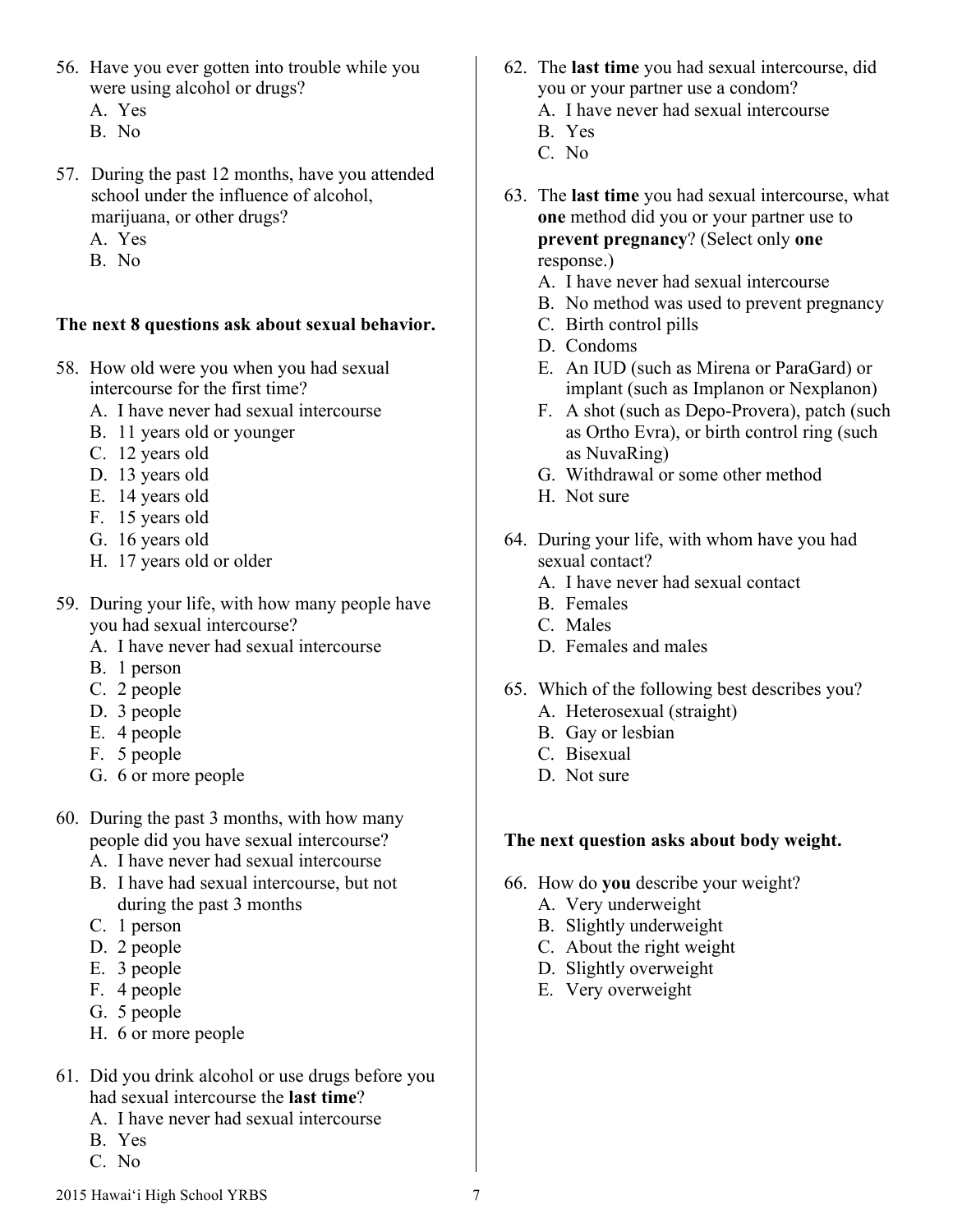56. Have you ever gotten into trouble while you were using alcohol or drugs?
    A. Yes
    B. No

57. During the past 12 months, have you attended school under the influence of alcohol, marijuana, or other drugs?
    A. Yes
    B. No

**The next 8 questions ask about sexual behavior.**

58. How old were you when you had sexual intercourse for the first time?
    A. I have never had sexual intercourse
    B. 11 years old or younger
    C. 12 years old
    D. 13 years old
    E. 14 years old
    F. 15 years old
    G. 16 years old
    H. 17 years old or older

59. During your life, with how many people have you had sexual intercourse?
    A. I have never had sexual intercourse
    B. 1 person
    C. 2 people
    D. 3 people
    E. 4 people
    F. 5 people
    G. 6 or more people

60. During the past 3 months, with how many people did you have sexual intercourse?
    A. I have never had sexual intercourse
    B. I have had sexual intercourse, but not during the past 3 months
    C. 1 person
    D. 2 people
    E. 3 people
    F. 4 people
    G. 5 people
    H. 6 or more people

61. Did you drink alcohol or use drugs before you had sexual intercourse the **last time**?
    A. I have never had sexual intercourse
    B. Yes
    C. No

62. The **last time** you had sexual intercourse, did you or your partner use a condom?
    A. I have never had sexual intercourse
    B. Yes
    C. No

63. The **last time** you had sexual intercourse, what **one** method did you or your partner use to **prevent pregnancy**? (Select only **one** response.)
    A. I have never had sexual intercourse
    B. No method was used to prevent pregnancy
    C. Birth control pills
    D. Condoms
    E. An IUD (such as Mirena or ParaGard) or implant (such as Implanon or Nexplanon)
    F. A shot (such as Depo-Provera), patch (such as Ortho Evra), or birth control ring (such as NuvaRing)
    G. Withdrawal or some other method
    H. Not sure

64. During your life, with whom have you had sexual contact?
    A. I have never had sexual contact
    B. Females
    C. Males
    D. Females and males

65. Which of the following best describes you?
    A. Heterosexual (straight)
    B. Gay or lesbian
    C. Bisexual
    D. Not sure

**The next question asks about body weight.**

66. How do **you** describe your weight?
    A. Very underweight
    B. Slightly underweight
    C. About the right weight
    D. Slightly overweight
    E. Very overweight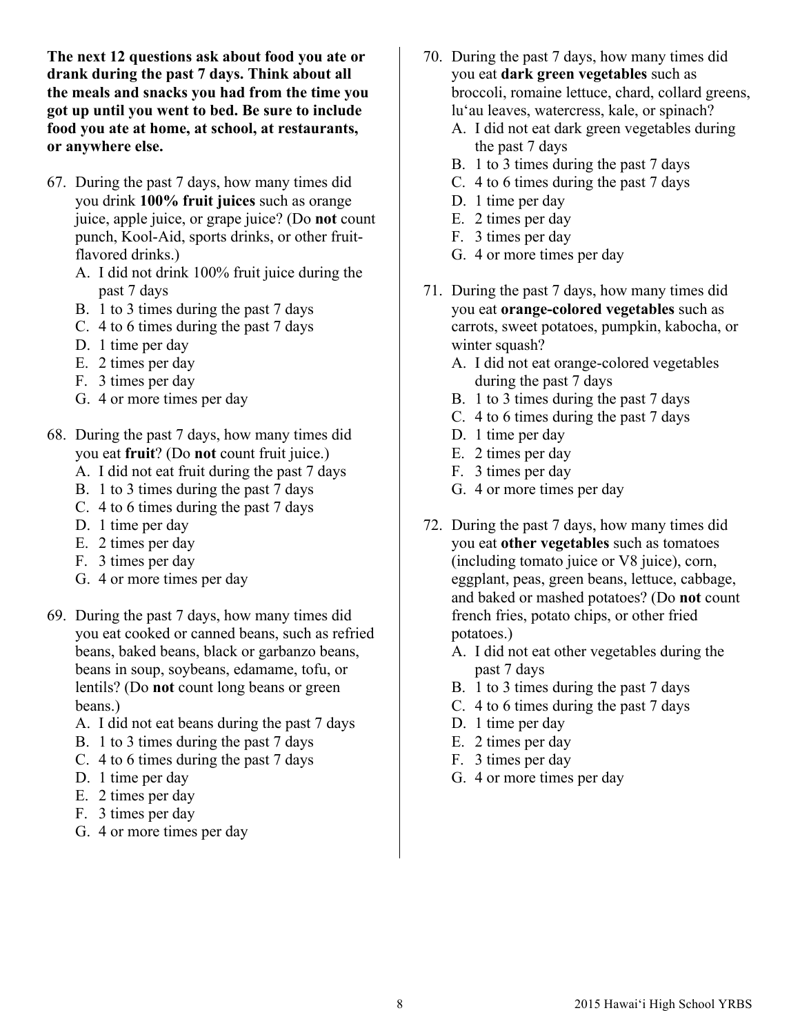**The next 12 questions ask about food you ate or drank during the past 7 days. Think about all the meals and snacks you had from the time you got up until you went to bed. Be sure to include food you ate at home, at school, at restaurants, or anywhere else.**

67. During the past 7 days, how many times did you drink **100% fruit juices** such as orange juice, apple juice, or grape juice? (Do **not** count punch, Kool-Aid, sports drinks, or other fruit-flavored drinks.)
    - A. I did not drink 100% fruit juice during the past 7 days
    - B. 1 to 3 times during the past 7 days
    - C. 4 to 6 times during the past 7 days
    - D. 1 time per day
    - E. 2 times per day
    - F. 3 times per day
    - G. 4 or more times per day

68. During the past 7 days, how many times did you eat **fruit**? (Do **not** count fruit juice.)
    - A. I did not eat fruit during the past 7 days
    - B. 1 to 3 times during the past 7 days
    - C. 4 to 6 times during the past 7 days
    - D. 1 time per day
    - E. 2 times per day
    - F. 3 times per day
    - G. 4 or more times per day

69. During the past 7 days, how many times did you eat cooked or canned beans, such as refried beans, baked beans, black or garbanzo beans, beans in soup, soybeans, edamame, tofu, or lentils? (Do **not** count long beans or green beans.)
    - A. I did not eat beans during the past 7 days
    - B. 1 to 3 times during the past 7 days
    - C. 4 to 6 times during the past 7 days
    - D. 1 time per day
    - E. 2 times per day
    - F. 3 times per day
    - G. 4 or more times per day

70. During the past 7 days, how many times did you eat **dark green vegetables** such as broccoli, romaine lettuce, chard, collard greens, lu'au leaves, watercress, kale, or spinach?
    - A. I did not eat dark green vegetables during the past 7 days
    - B. 1 to 3 times during the past 7 days
    - C. 4 to 6 times during the past 7 days
    - D. 1 time per day
    - E. 2 times per day
    - F. 3 times per day
    - G. 4 or more times per day

71. During the past 7 days, how many times did you eat **orange-colored vegetables** such as carrots, sweet potatoes, pumpkin, kabocha, or winter squash?
    - A. I did not eat orange-colored vegetables during the past 7 days
    - B. 1 to 3 times during the past 7 days
    - C. 4 to 6 times during the past 7 days
    - D. 1 time per day
    - E. 2 times per day
    - F. 3 times per day
    - G. 4 or more times per day

72. During the past 7 days, how many times did you eat **other vegetables** such as tomatoes (including tomato juice or V8 juice), corn, eggplant, peas, green beans, lettuce, cabbage, and baked or mashed potatoes? (Do **not** count french fries, potato chips, or other fried potatoes.)
    - A. I did not eat other vegetables during the past 7 days
    - B. 1 to 3 times during the past 7 days
    - C. 4 to 6 times during the past 7 days
    - D. 1 time per day
    - E. 2 times per day
    - F. 3 times per day
    - G. 4 or more times per day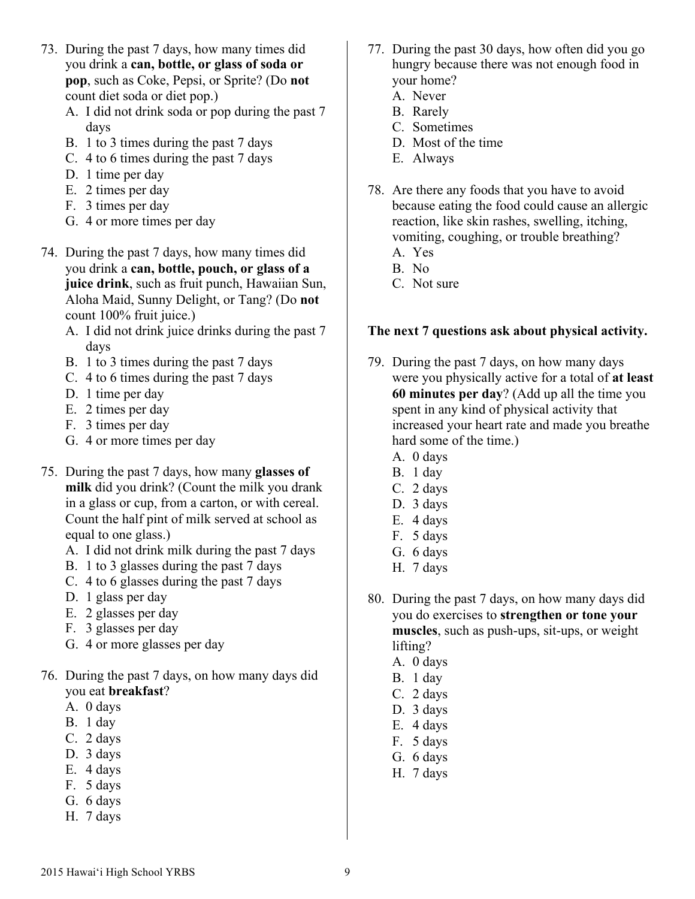73. During the past 7 days, how many times did you drink a **can, bottle, or glass of soda or pop**, such as Coke, Pepsi, or Sprite? (Do **not** count diet soda or diet pop.)
    A. I did not drink soda or pop during the past 7 days
    B. 1 to 3 times during the past 7 days
    C. 4 to 6 times during the past 7 days
    D. 1 time per day
    E. 2 times per day
    F. 3 times per day
    G. 4 or more times per day

74. During the past 7 days, how many times did you drink a **can, bottle, pouch, or glass of a juice drink**, such as fruit punch, Hawaiian Sun, Aloha Maid, Sunny Delight, or Tang? (Do **not** count 100% fruit juice.)
    A. I did not drink juice drinks during the past 7 days
    B. 1 to 3 times during the past 7 days
    C. 4 to 6 times during the past 7 days
    D. 1 time per day
    E. 2 times per day
    F. 3 times per day
    G. 4 or more times per day

75. During the past 7 days, how many **glasses of milk** did you drink? (Count the milk you drank in a glass or cup, from a carton, or with cereal. Count the half pint of milk served at school as equal to one glass.)
    A. I did not drink milk during the past 7 days
    B. 1 to 3 glasses during the past 7 days
    C. 4 to 6 glasses during the past 7 days
    D. 1 glass per day
    E. 2 glasses per day
    F. 3 glasses per day
    G. 4 or more glasses per day

76. During the past 7 days, on how many days did you eat **breakfast**?
    A. 0 days
    B. 1 day
    C. 2 days
    D. 3 days
    E. 4 days
    F. 5 days
    G. 6 days
    H. 7 days

77. During the past 30 days, how often did you go hungry because there was not enough food in your home?
    A. Never
    B. Rarely
    C. Sometimes
    D. Most of the time
    E. Always

78. Are there any foods that you have to avoid because eating the food could cause an allergic reaction, like skin rashes, swelling, itching, vomiting, coughing, or trouble breathing?
    A. Yes
    B. No
    C. Not sure

**The next 7 questions ask about physical activity.**

79. During the past 7 days, on how many days were you physically active for a total of **at least 60 minutes per day**? (Add up all the time you spent in any kind of physical activity that increased your heart rate and made you breathe hard some of the time.)
    A. 0 days
    B. 1 day
    C. 2 days
    D. 3 days
    E. 4 days
    F. 5 days
    G. 6 days
    H. 7 days

80. During the past 7 days, on how many days did you do exercises to **strengthen or tone your muscles**, such as push-ups, sit-ups, or weight lifting?
    A. 0 days
    B. 1 day
    C. 2 days
    D. 3 days
    E. 4 days
    F. 5 days
    G. 6 days
    H. 7 days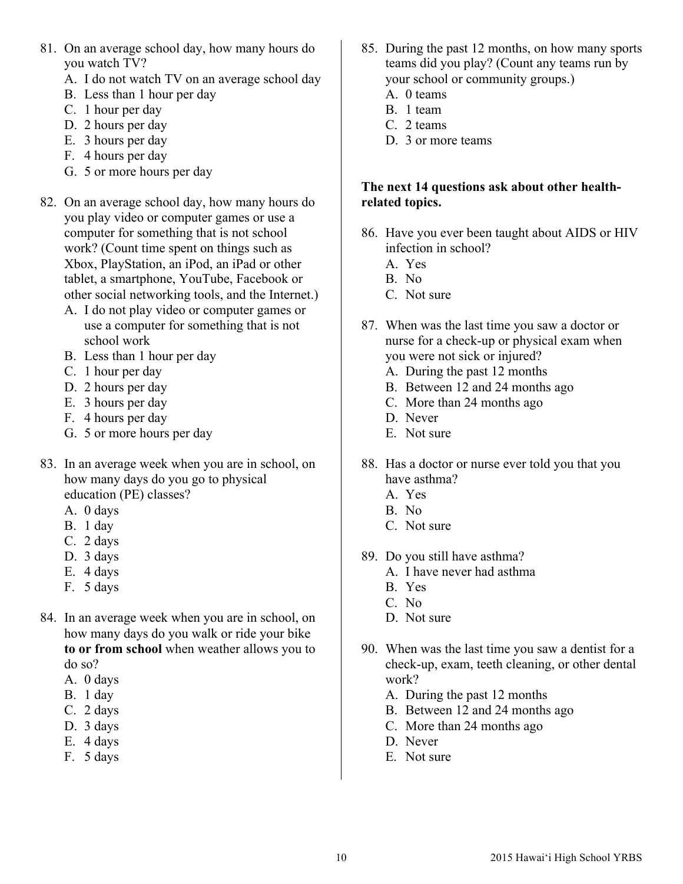81. On an average school day, how many hours do you watch TV?
    A. I do not watch TV on an average school day
    B. Less than 1 hour per day
    C. 1 hour per day
    D. 2 hours per day
    E. 3 hours per day
    F. 4 hours per day
    G. 5 or more hours per day

82. On an average school day, how many hours do you play video or computer games or use a computer for something that is not school work? (Count time spent on things such as Xbox, PlayStation, an iPod, an iPad or other tablet, a smartphone, YouTube, Facebook or other social networking tools, and the Internet.)
    A. I do not play video or computer games or use a computer for something that is not school work
    B. Less than 1 hour per day
    C. 1 hour per day
    D. 2 hours per day
    E. 3 hours per day
    F. 4 hours per day
    G. 5 or more hours per day

83. In an average week when you are in school, on how many days do you go to physical education (PE) classes?
    A. 0 days
    B. 1 day
    C. 2 days
    D. 3 days
    E. 4 days
    F. 5 days

84. In an average week when you are in school, on how many days do you walk or ride your bike **to or from school** when weather allows you to do so?
    A. 0 days
    B. 1 day
    C. 2 days
    D. 3 days
    E. 4 days
    F. 5 days

85. During the past 12 months, on how many sports teams did you play? (Count any teams run by your school or community groups.)
    A. 0 teams
    B. 1 team
    C. 2 teams
    D. 3 or more teams

**The next 14 questions ask about other health-related topics.**

86. Have you ever been taught about AIDS or HIV infection in school?
    A. Yes
    B. No
    C. Not sure

87. When was the last time you saw a doctor or nurse for a check-up or physical exam when you were not sick or injured?
    A. During the past 12 months
    B. Between 12 and 24 months ago
    C. More than 24 months ago
    D. Never
    E. Not sure

88. Has a doctor or nurse ever told you that you have asthma?
    A. Yes
    B. No
    C. Not sure

89. Do you still have asthma?
    A. I have never had asthma
    B. Yes
    C. No
    D. Not sure

90. When was the last time you saw a dentist for a check-up, exam, teeth cleaning, or other dental work?
    A. During the past 12 months
    B. Between 12 and 24 months ago
    C. More than 24 months ago
    D. Never
    E. Not sure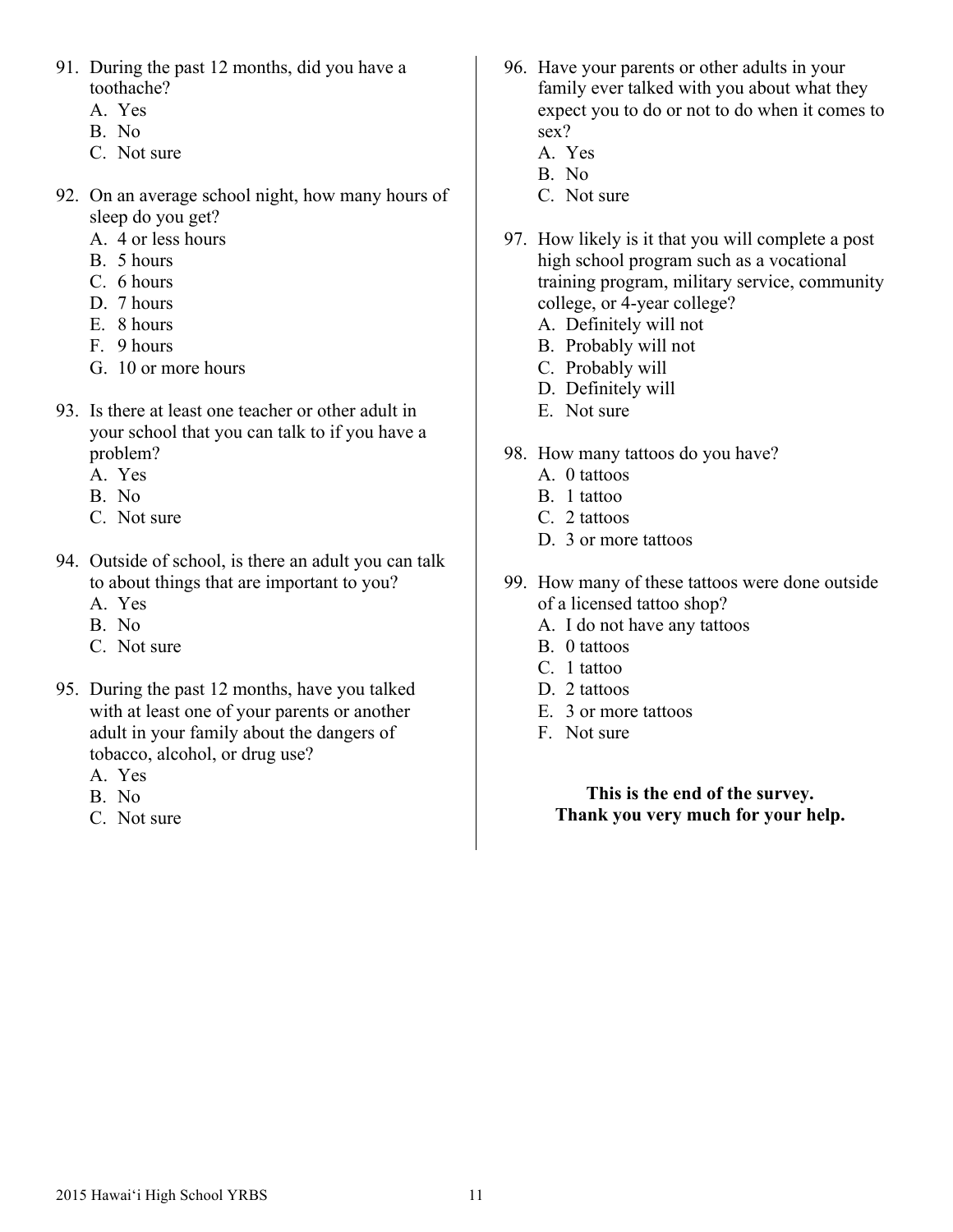91. During the past 12 months, did you have a toothache?
    A. Yes
    B. No
    C. Not sure

92. On an average school night, how many hours of sleep do you get?
    A. 4 or less hours
    B. 5 hours
    C. 6 hours
    D. 7 hours
    E. 8 hours
    F. 9 hours
    G. 10 or more hours

93. Is there at least one teacher or other adult in your school that you can talk to if you have a problem?
    A. Yes
    B. No
    C. Not sure

94. Outside of school, is there an adult you can talk to about things that are important to you?
    A. Yes
    B. No
    C. Not sure

95. During the past 12 months, have you talked with at least one of your parents or another adult in your family about the dangers of tobacco, alcohol, or drug use?
    A. Yes
    B. No
    C. Not sure

96. Have your parents or other adults in your family ever talked with you about what they expect you to do or not to do when it comes to sex?
    A. Yes
    B. No
    C. Not sure

97. How likely is it that you will complete a post high school program such as a vocational training program, military service, community college, or 4-year college?
    A. Definitely will not
    B. Probably will not
    C. Probably will
    D. Definitely will
    E. Not sure

98. How many tattoos do you have?
    A. 0 tattoos
    B. 1 tattoo
    C. 2 tattoos
    D. 3 or more tattoos

99. How many of these tattoos were done outside of a licensed tattoo shop?
    A. I do not have any tattoos
    B. 0 tattoos
    C. 1 tattoo
    D. 2 tattoos
    E. 3 or more tattoos
    F. Not sure

**This is the end of the survey.**
**Thank you very much for your help.**